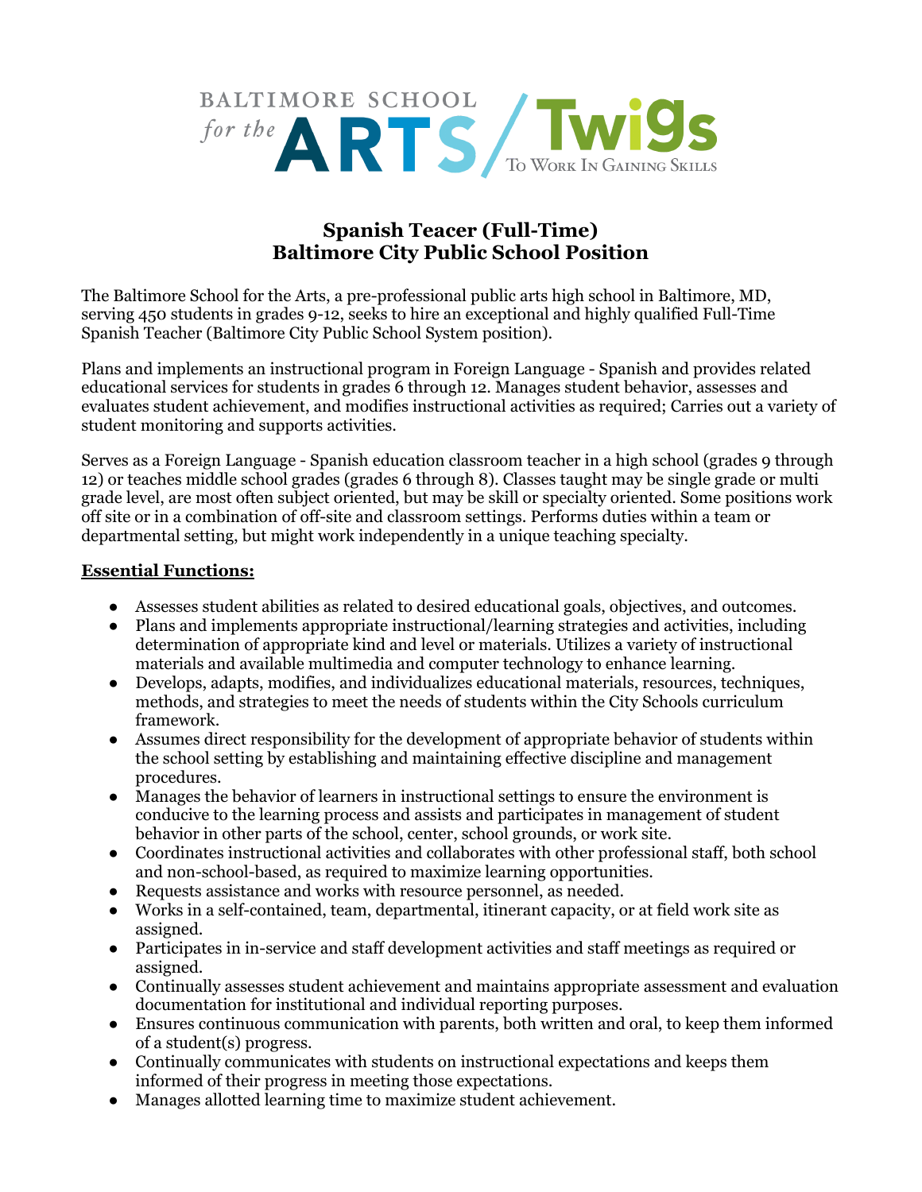BALTIMORE SCHOOL *for the* ARTS / TWIGS TO WORK IN GAINING SKILLS

# Spanish Teacer (Full-Time)
# Baltimore City Public School Position

The Baltimore School for the Arts, a pre-professional public arts high school in Baltimore, MD, serving 450 students in grades 9-12, seeks to hire an exceptional and highly qualified Full-Time Spanish Teacher (Baltimore City Public School System position).

Plans and implements an instructional program in Foreign Language - Spanish and provides related educational services for students in grades 6 through 12. Manages student behavior, assesses and evaluates student achievement, and modifies instructional activities as required; Carries out a variety of student monitoring and supports activities.

Serves as a Foreign Language - Spanish education classroom teacher in a high school (grades 9 through 12) or teaches middle school grades (grades 6 through 8). Classes taught may be single grade or multi grade level, are most often subject oriented, but may be skill or specialty oriented. Some positions work off site or in a combination of off-site and classroom settings. Performs duties within a team or departmental setting, but might work independently in a unique teaching specialty.

**Essential Functions:**

- Assesses student abilities as related to desired educational goals, objectives, and outcomes.
- Plans and implements appropriate instructional/learning strategies and activities, including determination of appropriate kind and level or materials. Utilizes a variety of instructional materials and available multimedia and computer technology to enhance learning.
- Develops, adapts, modifies, and individualizes educational materials, resources, techniques, methods, and strategies to meet the needs of students within the City Schools curriculum framework.
- Assumes direct responsibility for the development of appropriate behavior of students within the school setting by establishing and maintaining effective discipline and management procedures.
- Manages the behavior of learners in instructional settings to ensure the environment is conducive to the learning process and assists and participates in management of student behavior in other parts of the school, center, school grounds, or work site.
- Coordinates instructional activities and collaborates with other professional staff, both school and non-school-based, as required to maximize learning opportunities.
- Requests assistance and works with resource personnel, as needed.
- Works in a self-contained, team, departmental, itinerant capacity, or at field work site as assigned.
- Participates in in-service and staff development activities and staff meetings as required or assigned.
- Continually assesses student achievement and maintains appropriate assessment and evaluation documentation for institutional and individual reporting purposes.
- Ensures continuous communication with parents, both written and oral, to keep them informed of a student(s) progress.
- Continually communicates with students on instructional expectations and keeps them informed of their progress in meeting those expectations.
- Manages allotted learning time to maximize student achievement.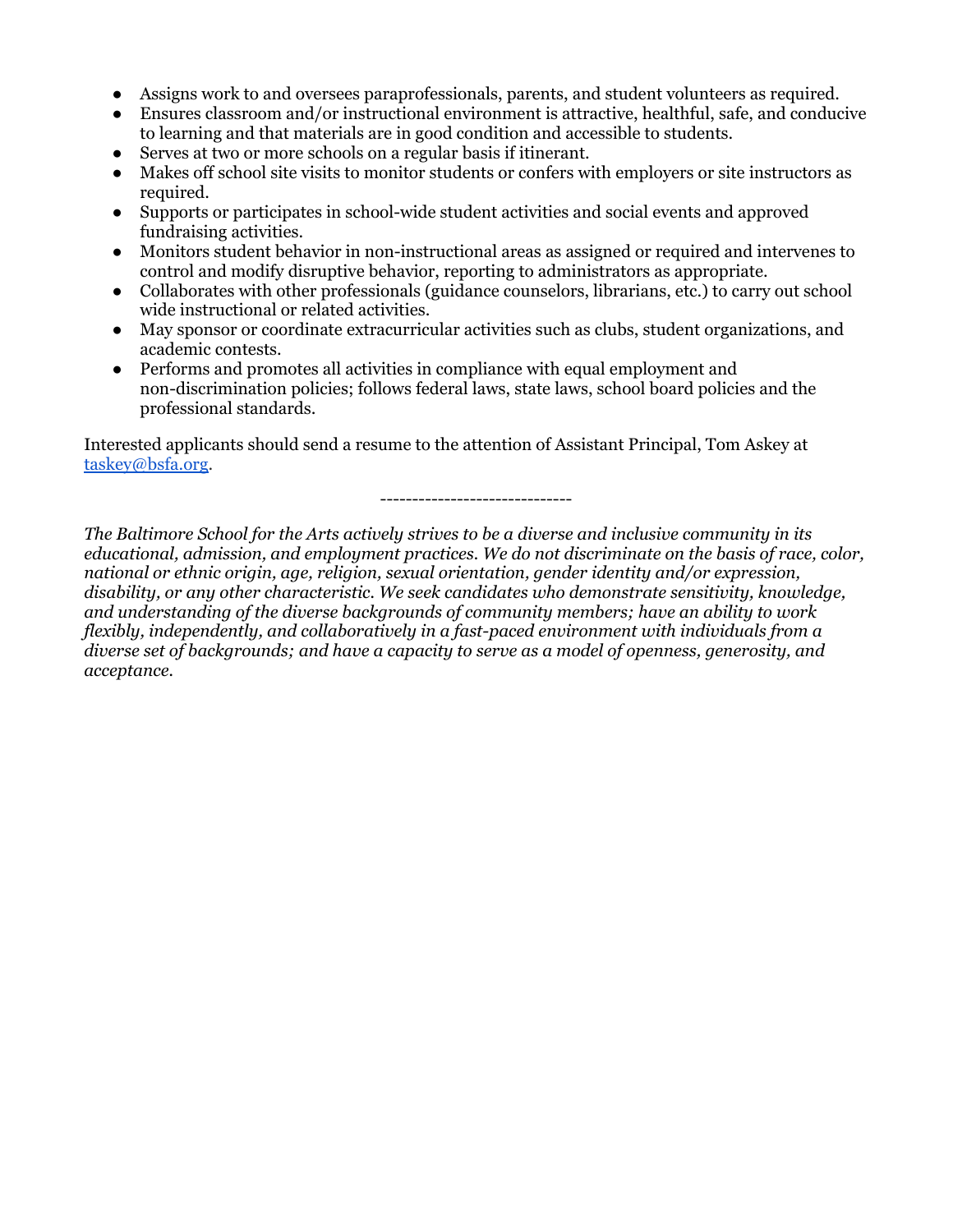- Assigns work to and oversees paraprofessionals, parents, and student volunteers as required.
- Ensures classroom and/or instructional environment is attractive, healthful, safe, and conducive to learning and that materials are in good condition and accessible to students.
- Serves at two or more schools on a regular basis if itinerant.
- Makes off school site visits to monitor students or confers with employers or site instructors as required.
- Supports or participates in school-wide student activities and social events and approved fundraising activities.
- Monitors student behavior in non-instructional areas as assigned or required and intervenes to control and modify disruptive behavior, reporting to administrators as appropriate.
- Collaborates with other professionals (guidance counselors, librarians, etc.) to carry out school wide instructional or related activities.
- May sponsor or coordinate extracurricular activities such as clubs, student organizations, and academic contests.
- Performs and promotes all activities in compliance with equal employment and non-discrimination policies; follows federal laws, state laws, school board policies and the professional standards.

Interested applicants should send a resume to the attention of Assistant Principal, Tom Askey at [taskey@bsfa.org](mailto:taskey@bsfa.org).

------------------------------

*The Baltimore School for the Arts actively strives to be a diverse and inclusive community in its educational, admission, and employment practices. We do not discriminate on the basis of race, color, national or ethnic origin, age, religion, sexual orientation, gender identity and/or expression, disability, or any other characteristic. We seek candidates who demonstrate sensitivity, knowledge, and understanding of the diverse backgrounds of community members; have an ability to work flexibly, independently, and collaboratively in a fast-paced environment with individuals from a diverse set of backgrounds; and have a capacity to serve as a model of openness, generosity, and acceptance.*